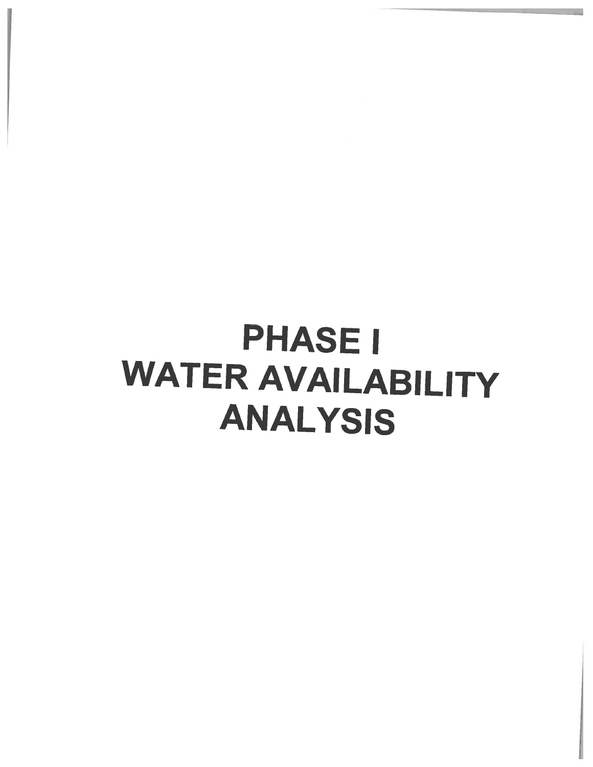# PHASE I
# WATER AVAILABILITY
# ANALYSIS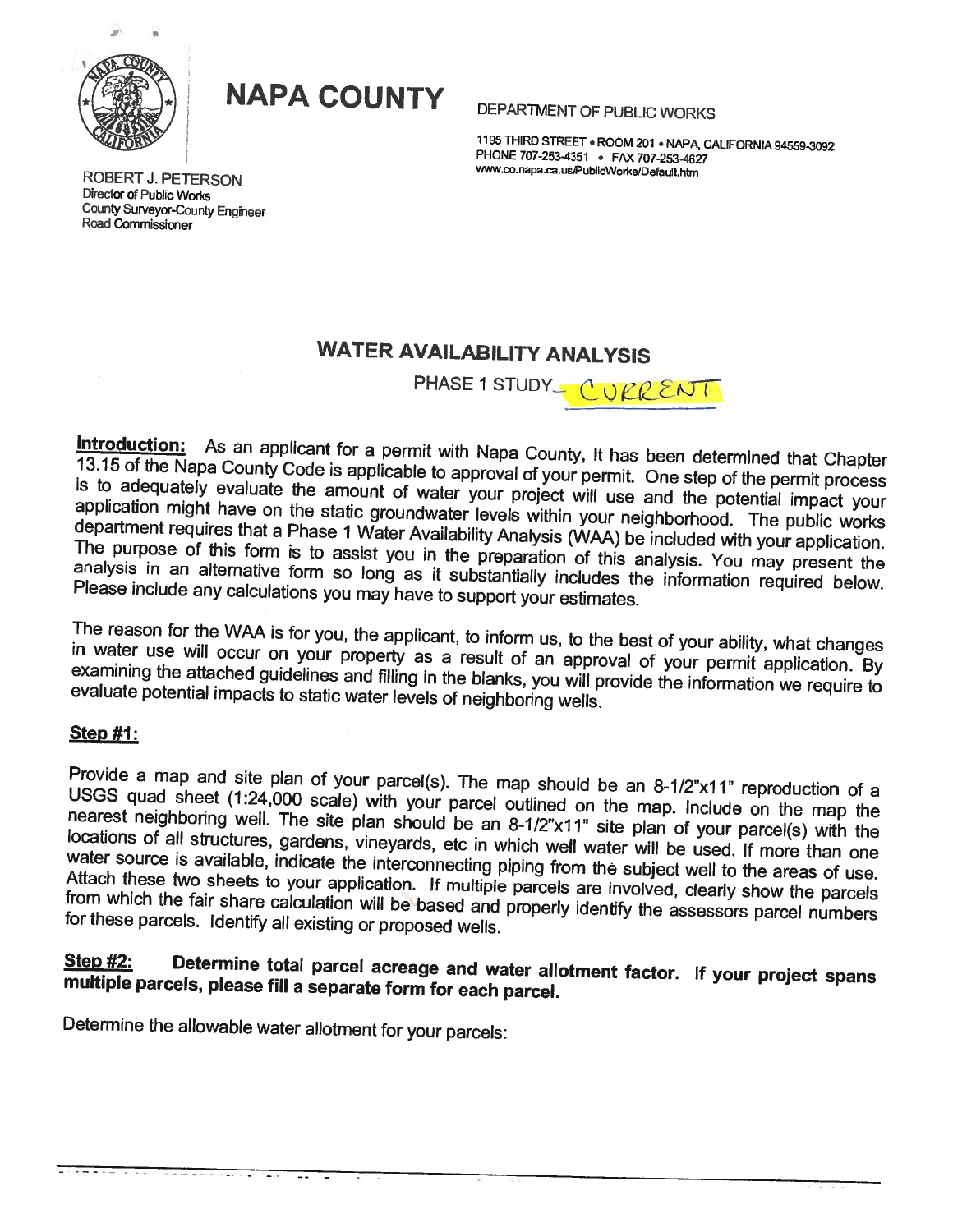# NAPA COUNTY

DEPARTMENT OF PUBLIC WORKS

1195 THIRD STREET • ROOM 201 • NAPA, CALIFORNIA 94559-3092
PHONE 707-253-4351 • FAX 707-253-4627
www.co.napa.ca.us/PublicWorks/Default.htm

ROBERT J. PETERSON
Director of Public Works
County Surveyor-County Engineer
Road Commissioner

## WATER AVAILABILITY ANALYSIS

PHASE 1 STUDY - CURRENT

**Introduction:** As an applicant for a permit with Napa County, It has been determined that Chapter 13.15 of the Napa County Code is applicable to approval of your permit. One step of the permit process is to adequately evaluate the amount of water your project will use and the potential impact your application might have on the static groundwater levels within your neighborhood. The public works department requires that a Phase 1 Water Availability Analysis (WAA) be included with your application. The purpose of this form is to assist you in the preparation of this analysis. You may present the analysis in an alternative form so long as it substantially includes the information required below. Please include any calculations you may have to support your estimates.

The reason for the WAA is for you, the applicant, to inform us, to the best of your ability, what changes in water use will occur on your property as a result of an approval of your permit application. By examining the attached guidelines and filling in the blanks, you will provide the information we require to evaluate potential impacts to static water levels of neighboring wells.

**Step #1:**

Provide a map and site plan of your parcel(s). The map should be an 8-1/2"x11" reproduction of a USGS quad sheet (1:24,000 scale) with your parcel outlined on the map. Include on the map the nearest neighboring well. The site plan should be an 8-1/2"x11" site plan of your parcel(s) with the locations of all structures, gardens, vineyards, etc in which well water will be used. If more than one water source is available, indicate the interconnecting piping from the subject well to the areas of use. Attach these two sheets to your application. If multiple parcels are involved, clearly show the parcels from which the fair share calculation will be based and properly identify the assessors parcel numbers for these parcels. Identify all existing or proposed wells.

**Step #2: Determine total parcel acreage and water allotment factor. If your project spans multiple parcels, please fill a separate form for each parcel.**

Determine the allowable water allotment for your parcels: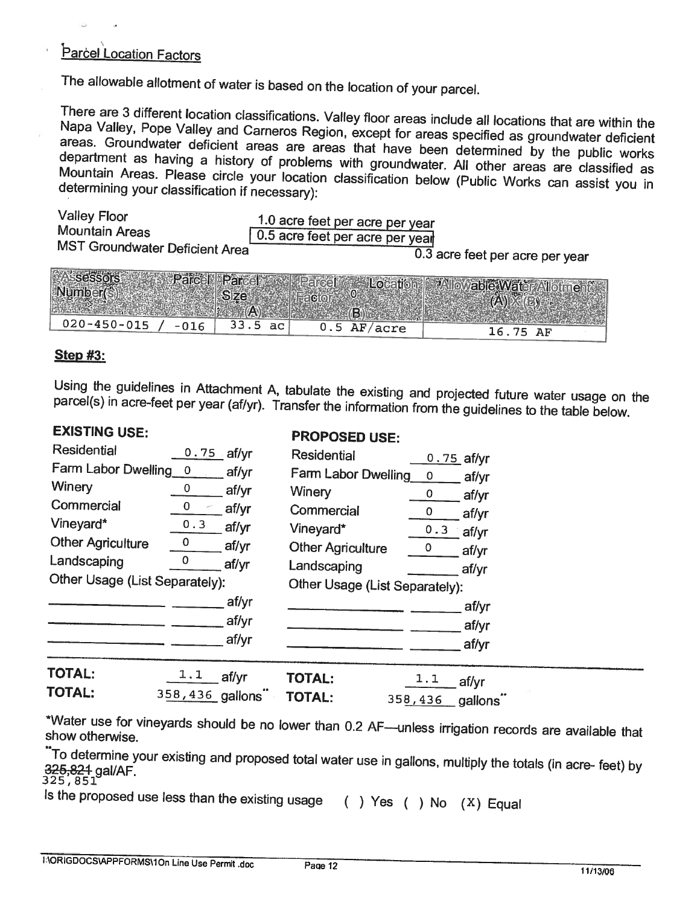## Parcel Location Factors

The allowable allotment of water is based on the location of your parcel.

There are 3 different location classifications. Valley floor areas include all locations that are within the Napa Valley, Pope Valley and Carneros Region, except for areas specified as groundwater deficient areas. Groundwater deficient areas are areas that have been determined by the public works department as having a history of problems with groundwater. All other areas are classified as Mountain Areas. Please circle your location classification below (Public Works can assist you in determining your classification if necessary):

| | |
|---|---|
| Valley Floor | 1.0 acre feet per acre per year |
| Mountain Areas | **[0.5 acre feet per acre per year]** |
| MST Groundwater Deficient Area | 0.3 acre feet per acre per year |

| Assessors Parcel Number(S) | Parcel Size (A) | Parcel Location Factor (B) | Allowable Water Allotment (A) X (B) |
|---|---|---|---|
| 020-450-015 / -016 | 33.5 ac | 0.5 AF/acre | 16.75 AF |

**Step #3:**

Using the guidelines in Attachment A, tabulate the existing and projected future water usage on the parcel(s) in acre-feet per year (af/yr). Transfer the information from the guidelines to the table below.

| **EXISTING USE:** | | **PROPOSED USE:** | |
|---|---|---|---|
| Residential | 0.75 af/yr | Residential | 0.75 af/yr |
| Farm Labor Dwelling | 0 af/yr | Farm Labor Dwelling | 0 af/yr |
| Winery | 0 af/yr | Winery | 0 af/yr |
| Commercial | 0 af/yr | Commercial | 0 af/yr |
| Vineyard* | 0.3 af/yr | Vineyard* | 0.3 af/yr |
| Other Agriculture | 0 af/yr | Other Agriculture | 0 af/yr |
| Landscaping | 0 af/yr | Landscaping | ______ af/yr |
| Other Usage (List Separately): | | Other Usage (List Separately): | |
| ______ | ______ af/yr | ______ | ______ af/yr |
| ______ | ______ af/yr | ______ | ______ af/yr |
| ______ | ______ af/yr | ______ | ______ af/yr |
| **TOTAL:** | 1.1 af/yr | **TOTAL:** | 1.1 af/yr |
| **TOTAL:** | 358,436 gallons** | **TOTAL:** | 358,436 gallons** |

*Water use for vineyards should be no lower than 0.2 AF—unless irrigation records are available that show otherwise.

**To determine your existing and proposed total water use in gallons, multiply the totals (in acre- feet) by ~~325,821~~ 325,851 gal/AF.

Is the proposed use less than the existing usage ( ) Yes ( ) No (X) Equal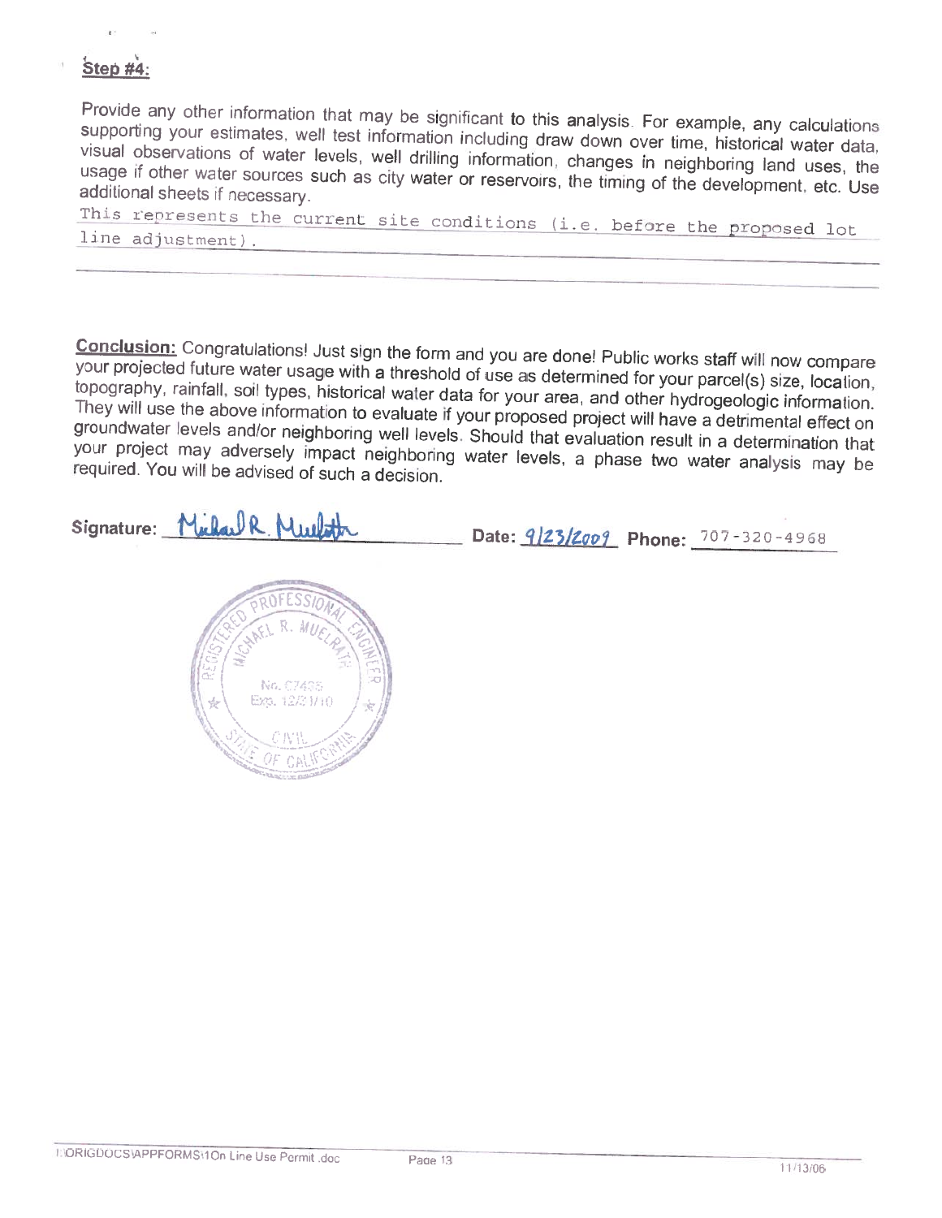**Step #4:**

Provide any other information that may be significant to this analysis. For example, any calculations supporting your estimates, well test information including draw down over time, historical water data, visual observations of water levels, well drilling information, changes in neighboring land uses, the usage if other water sources such as city water or reservoirs, the timing of the development, etc. Use additional sheets if necessary.

This represents the current site conditions (i.e. before the proposed lot line adjustment).

**Conclusion:** Congratulations! Just sign the form and you are done! Public works staff will now compare your projected future water usage with a threshold of use as determined for your parcel(s) size, location, topography, rainfall, soil types, historical water data for your area, and other hydrogeologic information. They will use the above information to evaluate if your proposed project will have a detrimental effect on groundwater levels and/or neighboring well levels. Should that evaluation result in a determination that your project may adversely impact neighboring water levels, a phase two water analysis may be required. You will be advised of such a decision.

**Signature:** Michael R. Muelrath **Date:** 9/23/2009 **Phone:** 707-320-4968

REGISTERED PROFESSIONAL ENGINEER
MICHAEL R. MUELRATH
No. C7425
Exp. 12/31/10
CIVIL
STATE OF CALIFORNIA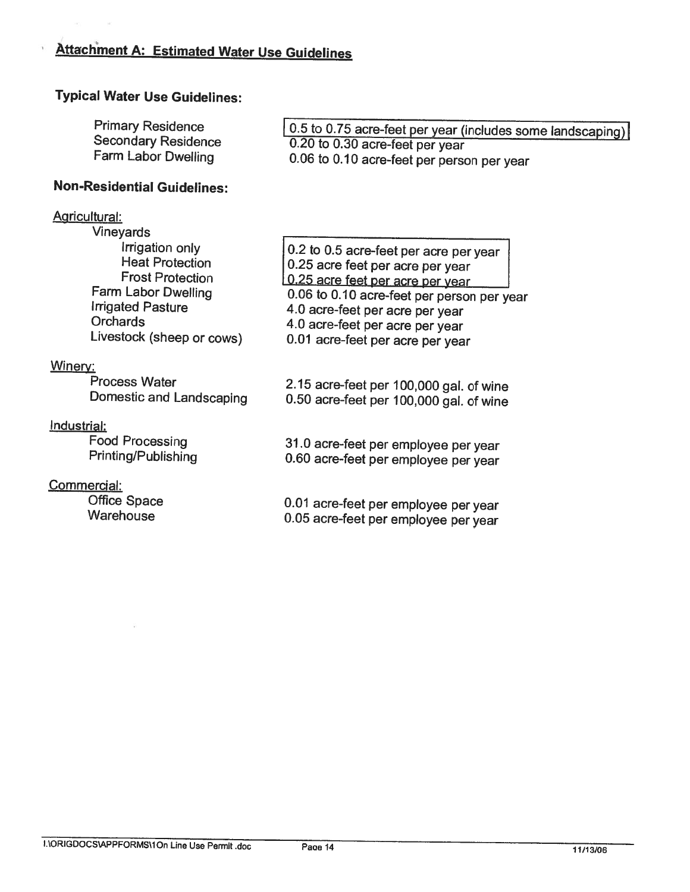## Attachment A: Estimated Water Use Guidelines

### Typical Water Use Guidelines:

| | |
|---|---|
| Primary Residence | 0.5 to 0.75 acre-feet per year (includes some landscaping) |
| Secondary Residence | 0.20 to 0.30 acre-feet per year |
| Farm Labor Dwelling | 0.06 to 0.10 acre-feet per person per year |

### Non-Residential Guidelines:

| | |
|---|---|
| **Agricultural:** | |
| Vineyards | |
| Irrigation only | 0.2 to 0.5 acre-feet per acre per year |
| Heat Protection | 0.25 acre feet per acre per year |
| Frost Protection | 0.25 acre feet per acre per year |
| Farm Labor Dwelling | 0.06 to 0.10 acre-feet per person per year |
| Irrigated Pasture | 4.0 acre-feet per acre per year |
| Orchards | 4.0 acre-feet per acre per year |
| Livestock (sheep or cows) | 0.01 acre-feet per acre per year |
| **Winery:** | |
| Process Water | 2.15 acre-feet per 100,000 gal. of wine |
| Domestic and Landscaping | 0.50 acre-feet per 100,000 gal. of wine |
| **Industrial:** | |
| Food Processing | 31.0 acre-feet per employee per year |
| Printing/Publishing | 0.60 acre-feet per employee per year |
| **Commercial:** | |
| Office Space | 0.01 acre-feet per employee per year |
| Warehouse | 0.05 acre-feet per employee per year |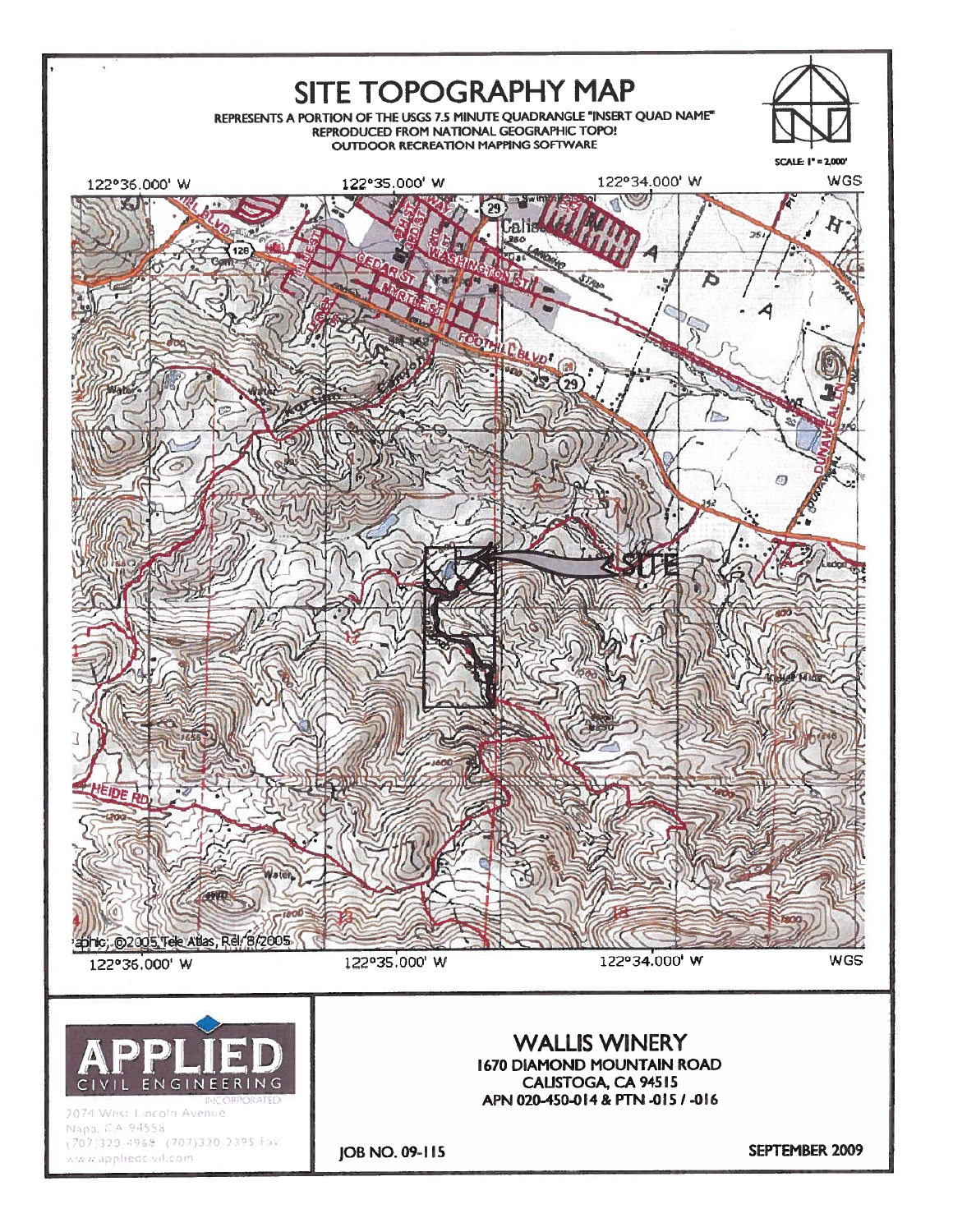# SITE TOPOGRAPHY MAP

REPRESENTS A PORTION OF THE USGS 7.5 MINUTE QUADRANGLE "INSERT QUAD NAME"
REPRODUCED FROM NATIONAL GEOGRAPHIC TOPO!
OUTDOOR RECREATION MAPPING SOFTWARE

SCALE: 1" = 2,000'

122°36.000' W | 122°35.000' W | 122°34.000' W | WGS

SITE

aphic; ©2005 Tele Atlas, Rel. 8/2005

122°36.000' W | 122°35.000' W | 122°34.000' W | WGS

**APPLIED**
CIVIL ENGINEERING
INCORPORATED
2074 West Lincoln Avenue
Napa, CA 94558
(707)320-4968 (707)320-2395 Fax
www.appliedcivil.com

## WALLIS WINERY

**1670 DIAMOND MOUNTAIN ROAD**
**CALISTOGA, CA 94515**
**APN 020-450-014 & PTN -015 / -016**

**JOB NO. 09-115**

**SEPTEMBER 2009**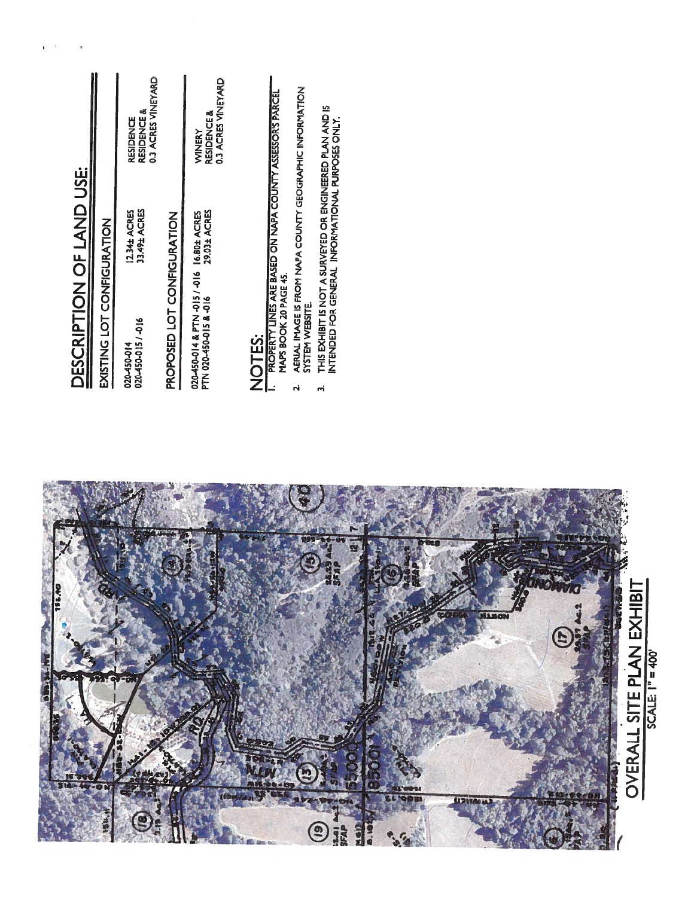# DESCRIPTION OF LAND USE:

## EXISTING LOT CONFIGURATION

| | | |
|---|---|---|
| 020-450-014 | 12.34± ACRES | RESIDENCE |
| 020-450-015 / -016 | 33.49± ACRES | RESIDENCE & 0.3 ACRES VINEYARD |

## PROPOSED LOT CONFIGURATION

| | | |
|---|---|---|
| 020-450-014 & PTN -015 / -016 | 16.80± ACRES | WINERY |
| PTN 020-450-015 & -016 | 29.03± ACRES | RESIDENCE & 0.3 ACRES VINEYARD |

## NOTES:

1. PROPERTY LINES ARE BASED ON NAPA COUNTY ASSESSOR'S PARCEL MAPS BOOK 20 PAGE 45.
2. AERIAL IMAGE IS FROM NAPA COUNTY GEOGRAPHIC INFORMATION SYSTEM WEBSITE.
3. THIS EXHIBIT IS NOT A SURVEYED OR ENGINEERED PLAN AND IS INTENDED FOR GENERAL INFORMATIONAL PURPOSES ONLY.

## OVERALL SITE PLAN EXHIBIT

SCALE: 1" = 400'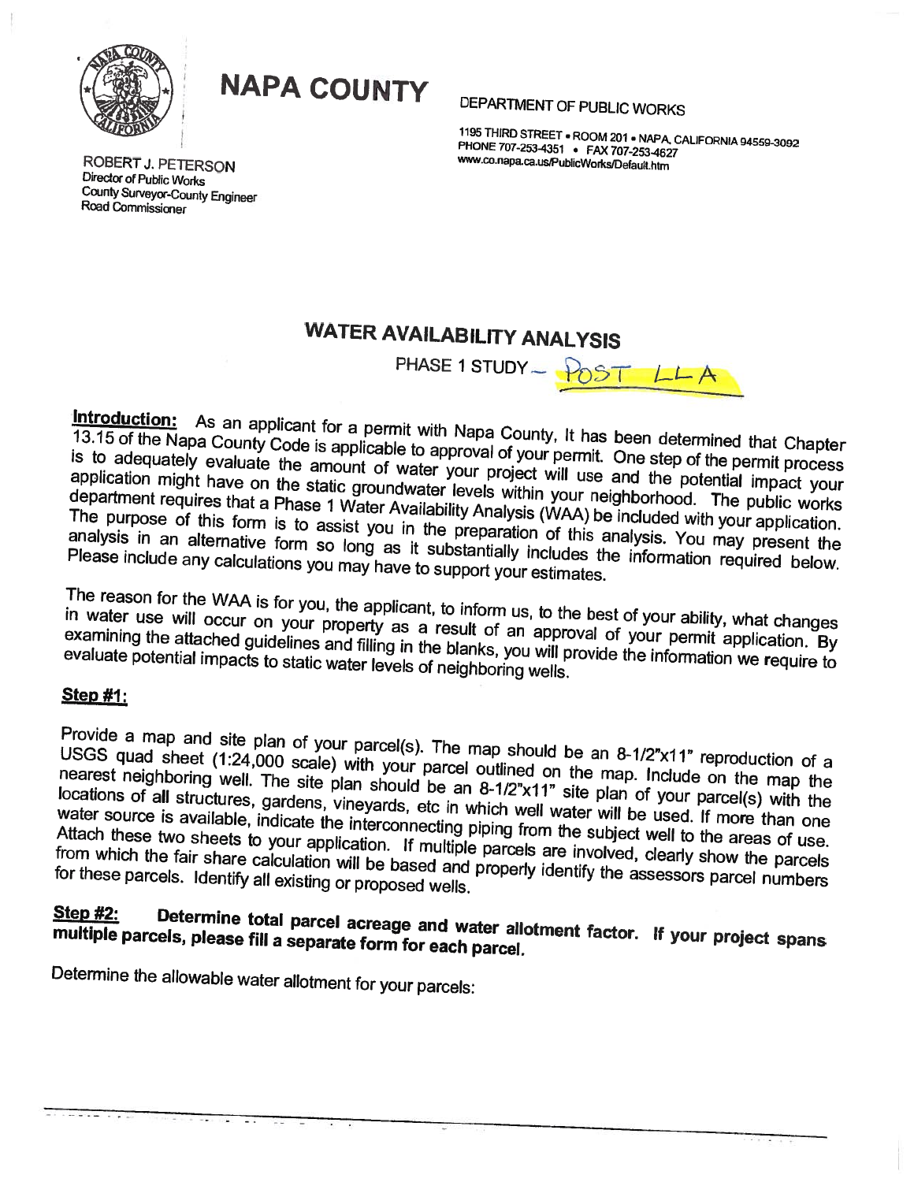# NAPA COUNTY

DEPARTMENT OF PUBLIC WORKS

1195 THIRD STREET • ROOM 201 • NAPA, CALIFORNIA 94559-3092
PHONE 707-253-4351 • FAX 707-253-4627
www.co.napa.ca.us/PublicWorks/Default.htm

ROBERT J. PETERSON
Director of Public Works
County Surveyor-County Engineer
Road Commissioner

## WATER AVAILABILITY ANALYSIS

PHASE 1 STUDY – POST LLA

**Introduction:** As an applicant for a permit with Napa County, It has been determined that Chapter 13.15 of the Napa County Code is applicable to approval of your permit. One step of the permit process is to adequately evaluate the amount of water your project will use and the potential impact your application might have on the static groundwater levels within your neighborhood. The public works department requires that a Phase 1 Water Availability Analysis (WAA) be included with your application. The purpose of this form is to assist you in the preparation of this analysis. You may present the analysis in an alternative form so long as it substantially includes the information required below. Please include any calculations you may have to support your estimates.

The reason for the WAA is for you, the applicant, to inform us, to the best of your ability, what changes in water use will occur on your property as a result of an approval of your permit application. By examining the attached guidelines and filling in the blanks, you will provide the information we require to evaluate potential impacts to static water levels of neighboring wells.

**Step #1:**

Provide a map and site plan of your parcel(s). The map should be an 8-1/2"x11" reproduction of a USGS quad sheet (1:24,000 scale) with your parcel outlined on the map. Include on the map the nearest neighboring well. The site plan should be an 8-1/2"x11" site plan of your parcel(s) with the locations of all structures, gardens, vineyards, etc in which well water will be used. If more than one water source is available, indicate the interconnecting piping from the subject well to the areas of use. Attach these two sheets to your application. If multiple parcels are involved, clearly show the parcels from which the fair share calculation will be based and properly identify the assessors parcel numbers for these parcels. Identify all existing or proposed wells.

**Step #2: Determine total parcel acreage and water allotment factor. If your project spans multiple parcels, please fill a separate form for each parcel.**

Determine the allowable water allotment for your parcels: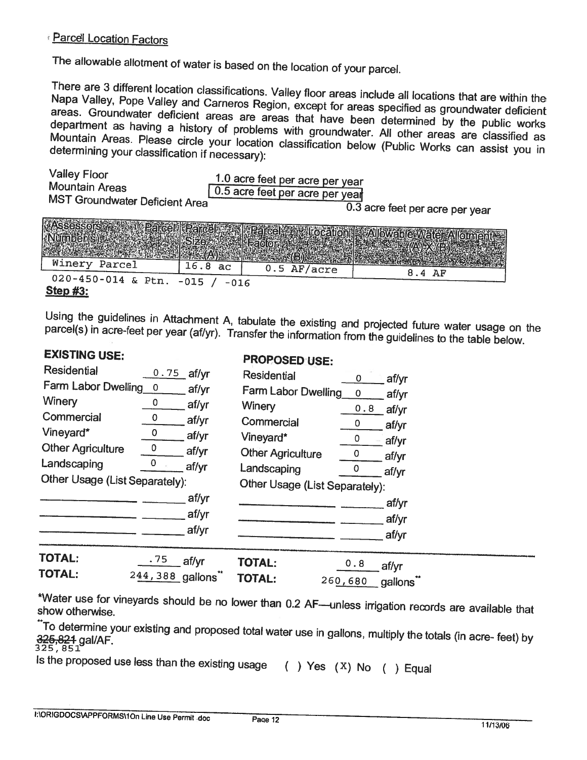## Parcel Location Factors

The allowable allotment of water is based on the location of your parcel.

There are 3 different location classifications. Valley floor areas include all locations that are within the Napa Valley, Pope Valley and Carneros Region, except for areas specified as groundwater deficient areas. Groundwater deficient areas are areas that have been determined by the public works department as having a history of problems with groundwater. All other areas are classified as Mountain Areas. Please circle your location classification below (Public Works can assist you in determining your classification if necessary):

| | |
|---|---|
| Valley Floor | 1.0 acre feet per acre per year |
| Mountain Areas | 0.5 acre feet per acre per year |
| MST Groundwater Deficient Area | 0.3 acre feet per acre per year |

| Assessor's Parcel Number(s) | Parcel Size (A) | Parcel Location Factor (B) | Allowable Water Allotment (A) X (B) |
|---|---|---|---|
| Winery Parcel | 16.8 ac | 0.5 AF/acre | 8.4 AF |

020-450-014 & Ptn. -015 / -016

**Step #3:**

Using the guidelines in Attachment A, tabulate the existing and projected future water usage on the parcel(s) in acre-feet per year (af/yr). Transfer the information from the guidelines to the table below.

| EXISTING USE: | | PROPOSED USE: | |
|---|---|---|---|
| Residential | 0.75 af/yr | Residential | 0 af/yr |
| Farm Labor Dwelling | 0 af/yr | Farm Labor Dwelling | 0 af/yr |
| Winery | 0 af/yr | Winery | 0.8 af/yr |
| Commercial | 0 af/yr | Commercial | 0 af/yr |
| Vineyard* | 0 af/yr | Vineyard* | 0 af/yr |
| Other Agriculture | 0 af/yr | Other Agriculture | 0 af/yr |
| Landscaping | 0 af/yr | Landscaping | 0 af/yr |
| Other Usage (List Separately): | | Other Usage (List Separately): | |
| ________ | ____ af/yr | ________ | ____ af/yr |
| ________ | ____ af/yr | ________ | ____ af/yr |
| ________ | ____ af/yr | ________ | ____ af/yr |
| **TOTAL:** | .75 af/yr | **TOTAL:** | 0.8 af/yr |
| **TOTAL:** | 244,388 gallons** | **TOTAL:** | 260,680 gallons** |

*Water use for vineyards should be no lower than 0.2 AF—unless irrigation records are available that show otherwise.

**To determine your existing and proposed total water use in gallons, multiply the totals (in acre- feet) by ~~325,821~~ 325,851 gal/AF.

Is the proposed use less than the existing usage ( ) Yes (X) No ( ) Equal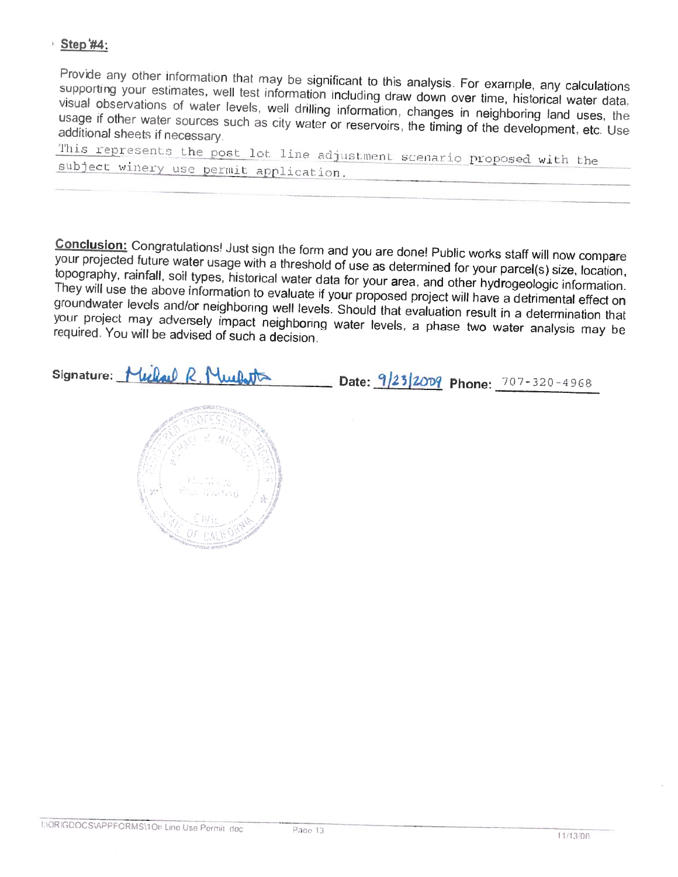**Step #4:**

Provide any other information that may be significant to this analysis. For example, any calculations supporting your estimates, well test information including draw down over time, historical water data, visual observations of water levels, well drilling information, changes in neighboring land uses, the usage if other water sources such as city water or reservoirs, the timing of the development, etc. Use additional sheets if necessary.

This represents the post lot line adjustment scenario proposed with the subject winery use permit application.

**Conclusion:** Congratulations! Just sign the form and you are done! Public works staff will now compare your projected future water usage with a threshold of use as determined for your parcel(s) size, location, topography, rainfall, soil types, historical water data for your area, and other hydrogeologic information. They will use the above information to evaluate if your proposed project will have a detrimental effect on groundwater levels and/or neighboring well levels. Should that evaluation result in a determination that your project may adversely impact neighboring water levels, a phase two water analysis may be required. You will be advised of such a decision.

**Signature:** Michael R. Muelrath **Date:** 9/23/2009 **Phone:** 707-320-4968

(Seal: Registered Professional Engineer, Michael R. Muelrath, Civil, State of California)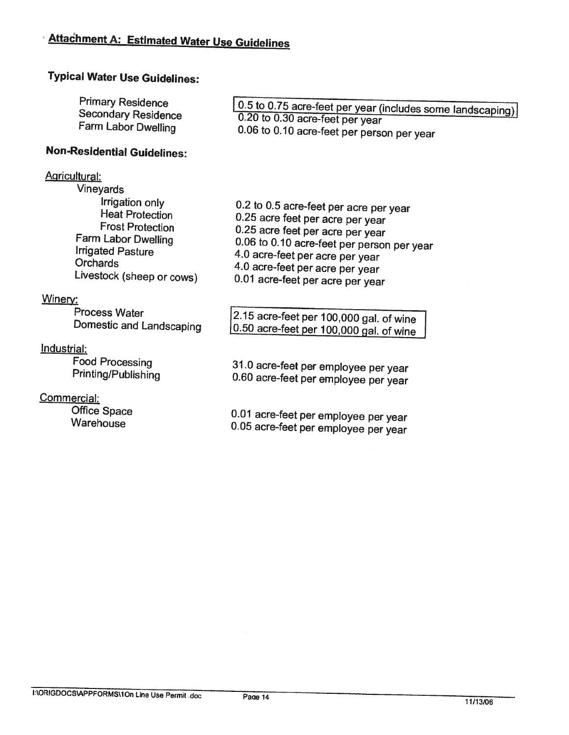## Attachment A: Estimated Water Use Guidelines

### Typical Water Use Guidelines:

| | |
|---|---|
| Primary Residence | 0.5 to 0.75 acre-feet per year (includes some landscaping) |
| Secondary Residence | 0.20 to 0.30 acre-feet per year |
| Farm Labor Dwelling | 0.06 to 0.10 acre-feet per person per year |

### Non-Residential Guidelines:

| | |
|---|---|
| **Agricultural:** | |
| Vineyards | |
| Irrigation only | 0.2 to 0.5 acre-feet per acre per year |
| Heat Protection | 0.25 acre feet per acre per year |
| Frost Protection | 0.25 acre feet per acre per year |
| Farm Labor Dwelling | 0.06 to 0.10 acre-feet per person per year |
| Irrigated Pasture | 4.0 acre-feet per acre per year |
| Orchards | 4.0 acre-feet per acre per year |
| Livestock (sheep or cows) | 0.01 acre-feet per acre per year |
| **Winery:** | |
| Process Water | 2.15 acre-feet per 100,000 gal. of wine |
| Domestic and Landscaping | 0.50 acre-feet per 100,000 gal. of wine |
| **Industrial:** | |
| Food Processing | 31.0 acre-feet per employee per year |
| Printing/Publishing | 0.60 acre-feet per employee per year |
| **Commercial:** | |
| Office Space | 0.01 acre-feet per employee per year |
| Warehouse | 0.05 acre-feet per employee per year |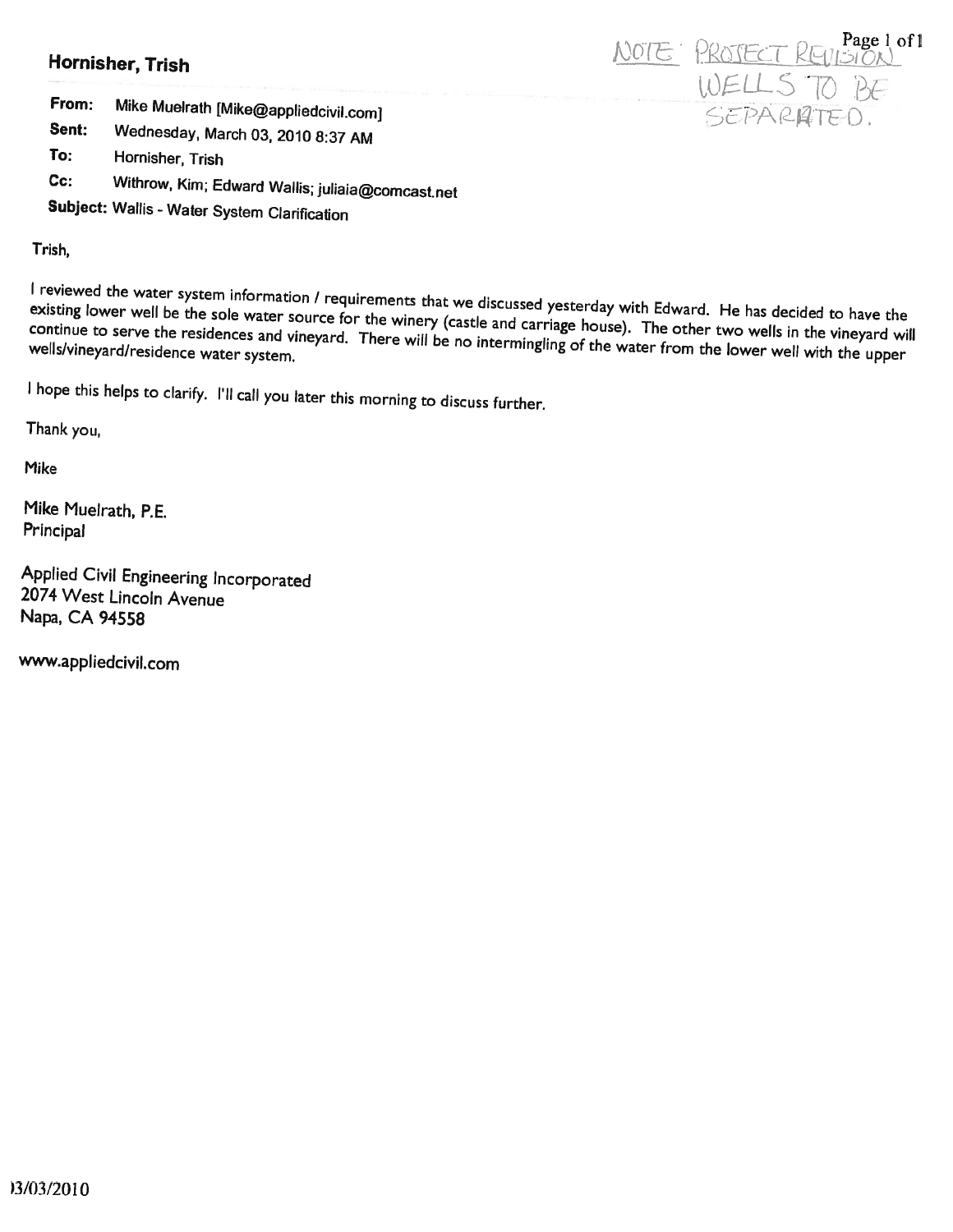**Hornisher, Trish**

NOTE: PROJECT REVISION WELLS TO BE SEPARATED.

**From:** Mike Muelrath [Mike@appliedcivil.com]
**Sent:** Wednesday, March 03, 2010 8:37 AM
**To:** Hornisher, Trish
**Cc:** Withrow, Kim; Edward Wallis; juliaia@comcast.net
**Subject:** Wallis - Water System Clarification

Trish,

I reviewed the water system information / requirements that we discussed yesterday with Edward. He has decided to have the existing lower well be the sole water source for the winery (castle and carriage house). The other two wells in the vineyard will continue to serve the residences and vineyard. There will be no intermingling of the water from the lower well with the upper wells/vineyard/residence water system.

I hope this helps to clarify. I'll call you later this morning to discuss further.

Thank you,

Mike

Mike Muelrath, P.E.
Principal

Applied Civil Engineering Incorporated
2074 West Lincoln Avenue
Napa, CA 94558

www.appliedcivil.com

03/03/2010